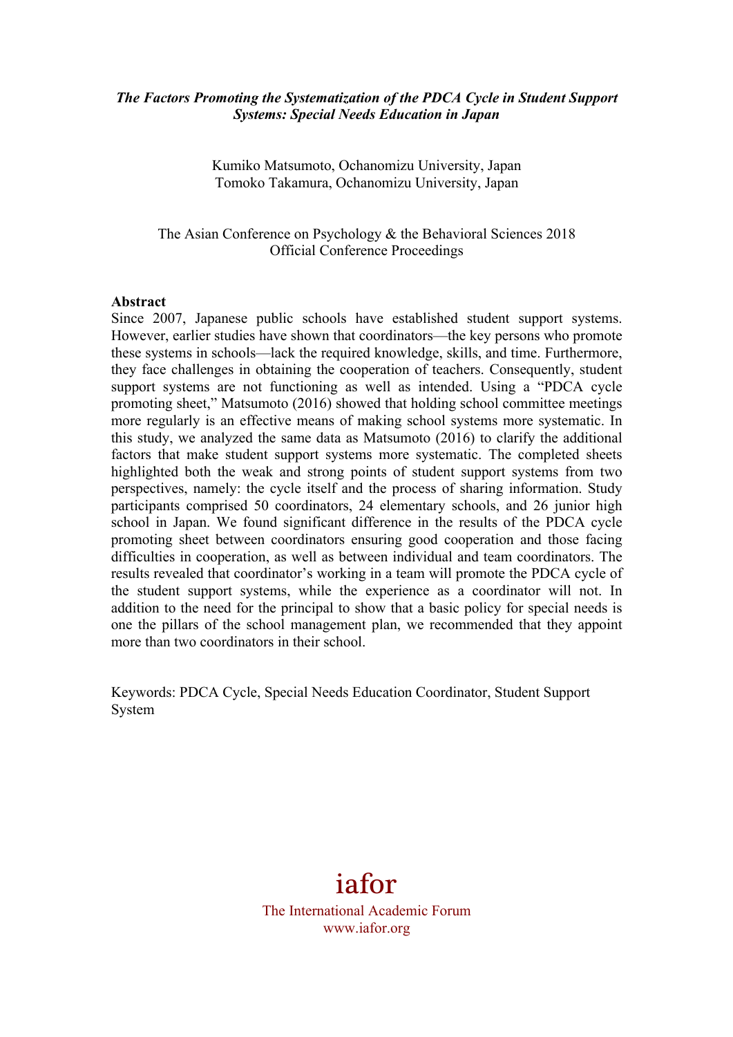***The Factors Promoting the Systematization of the PDCA Cycle in Student Support Systems: Special Needs Education in Japan***

Kumiko Matsumoto, Ochanomizu University, Japan
Tomoko Takamura, Ochanomizu University, Japan

The Asian Conference on Psychology & the Behavioral Sciences 2018
Official Conference Proceedings

**Abstract**

Since 2007, Japanese public schools have established student support systems. However, earlier studies have shown that coordinators—the key persons who promote these systems in schools—lack the required knowledge, skills, and time. Furthermore, they face challenges in obtaining the cooperation of teachers. Consequently, student support systems are not functioning as well as intended. Using a "PDCA cycle promoting sheet," Matsumoto (2016) showed that holding school committee meetings more regularly is an effective means of making school systems more systematic. In this study, we analyzed the same data as Matsumoto (2016) to clarify the additional factors that make student support systems more systematic. The completed sheets highlighted both the weak and strong points of student support systems from two perspectives, namely: the cycle itself and the process of sharing information. Study participants comprised 50 coordinators, 24 elementary schools, and 26 junior high school in Japan. We found significant difference in the results of the PDCA cycle promoting sheet between coordinators ensuring good cooperation and those facing difficulties in cooperation, as well as between individual and team coordinators. The results revealed that coordinator's working in a team will promote the PDCA cycle of the student support systems, while the experience as a coordinator will not. In addition to the need for the principal to show that a basic policy for special needs is one the pillars of the school management plan, we recommended that they appoint more than two coordinators in their school.

Keywords: PDCA Cycle, Special Needs Education Coordinator, Student Support System

iafor
The International Academic Forum
www.iafor.org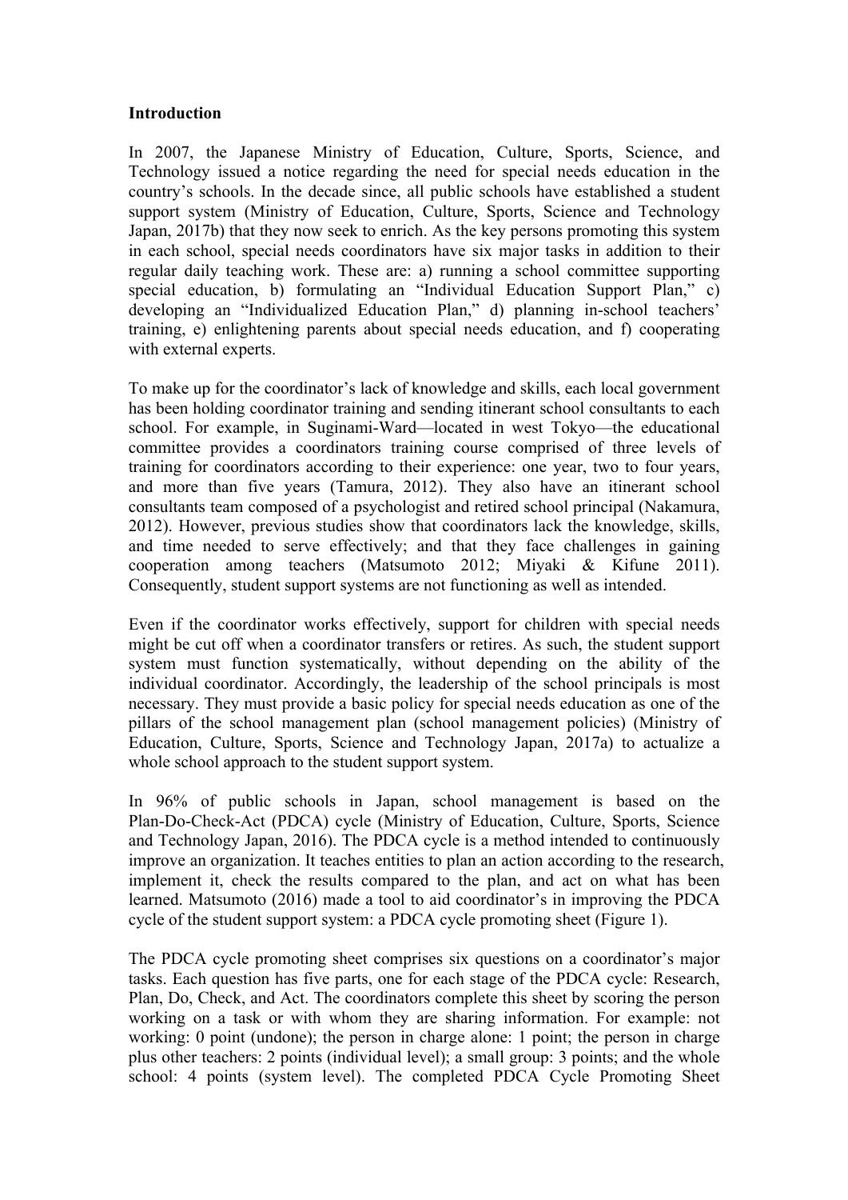**Introduction**

In 2007, the Japanese Ministry of Education, Culture, Sports, Science, and Technology issued a notice regarding the need for special needs education in the country's schools. In the decade since, all public schools have established a student support system (Ministry of Education, Culture, Sports, Science and Technology Japan, 2017b) that they now seek to enrich. As the key persons promoting this system in each school, special needs coordinators have six major tasks in addition to their regular daily teaching work. These are: a) running a school committee supporting special education, b) formulating an "Individual Education Support Plan," c) developing an "Individualized Education Plan," d) planning in-school teachers' training, e) enlightening parents about special needs education, and f) cooperating with external experts.

To make up for the coordinator's lack of knowledge and skills, each local government has been holding coordinator training and sending itinerant school consultants to each school. For example, in Suginami-Ward—located in west Tokyo—the educational committee provides a coordinators training course comprised of three levels of training for coordinators according to their experience: one year, two to four years, and more than five years (Tamura, 2012). They also have an itinerant school consultants team composed of a psychologist and retired school principal (Nakamura, 2012). However, previous studies show that coordinators lack the knowledge, skills, and time needed to serve effectively; and that they face challenges in gaining cooperation among teachers (Matsumoto 2012; Miyaki & Kifune 2011). Consequently, student support systems are not functioning as well as intended.

Even if the coordinator works effectively, support for children with special needs might be cut off when a coordinator transfers or retires. As such, the student support system must function systematically, without depending on the ability of the individual coordinator. Accordingly, the leadership of the school principals is most necessary. They must provide a basic policy for special needs education as one of the pillars of the school management plan (school management policies) (Ministry of Education, Culture, Sports, Science and Technology Japan, 2017a) to actualize a whole school approach to the student support system.

In 96% of public schools in Japan, school management is based on the Plan-Do-Check-Act (PDCA) cycle (Ministry of Education, Culture, Sports, Science and Technology Japan, 2016). The PDCA cycle is a method intended to continuously improve an organization. It teaches entities to plan an action according to the research, implement it, check the results compared to the plan, and act on what has been learned. Matsumoto (2016) made a tool to aid coordinator's in improving the PDCA cycle of the student support system: a PDCA cycle promoting sheet (Figure 1).

The PDCA cycle promoting sheet comprises six questions on a coordinator's major tasks. Each question has five parts, one for each stage of the PDCA cycle: Research, Plan, Do, Check, and Act. The coordinators complete this sheet by scoring the person working on a task or with whom they are sharing information. For example: not working: 0 point (undone); the person in charge alone: 1 point; the person in charge plus other teachers: 2 points (individual level); a small group: 3 points; and the whole school: 4 points (system level). The completed PDCA Cycle Promoting Sheet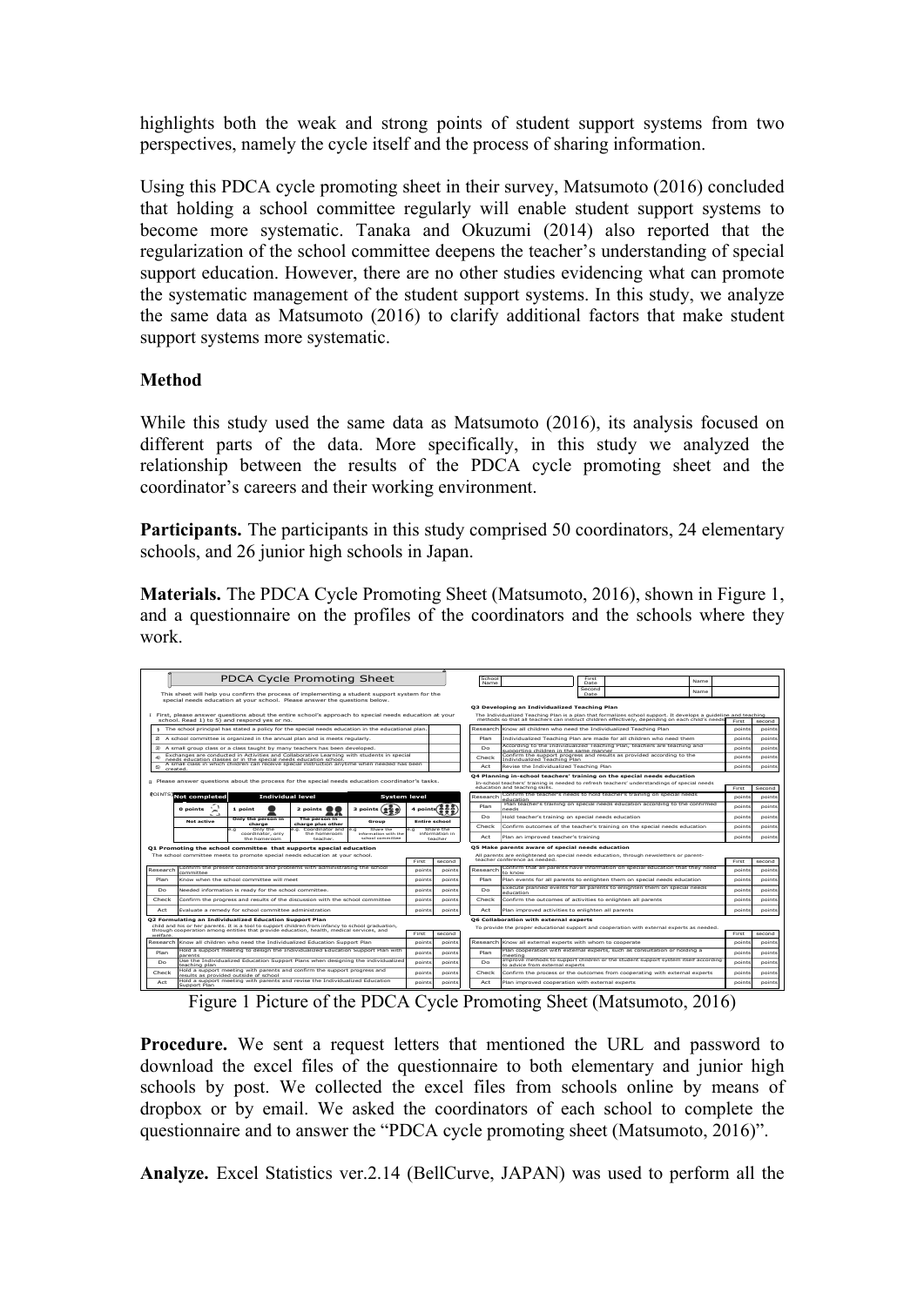highlights both the weak and strong points of student support systems from two perspectives, namely the cycle itself and the process of sharing information.

Using this PDCA cycle promoting sheet in their survey, Matsumoto (2016) concluded that holding a school committee regularly will enable student support systems to become more systematic. Tanaka and Okuzumi (2014) also reported that the regularization of the school committee deepens the teacher's understanding of special support education. However, there are no other studies evidencing what can promote the systematic management of the student support systems. In this study, we analyze the same data as Matsumoto (2016) to clarify additional factors that make student support systems more systematic.

**Method**

While this study used the same data as Matsumoto (2016), its analysis focused on different parts of the data. More specifically, in this study we analyzed the relationship between the results of the PDCA cycle promoting sheet and the coordinator's careers and their working environment.

**Participants.** The participants in this study comprised 50 coordinators, 24 elementary schools, and 26 junior high schools in Japan.

**Materials.** The PDCA Cycle Promoting Sheet (Matsumoto, 2016), shown in Figure 1, and a questionnaire on the profiles of the coordinators and the schools where they work.

Figure 1 Picture of the PDCA Cycle Promoting Sheet (Matsumoto, 2016)

**Procedure.** We sent a request letters that mentioned the URL and password to download the excel files of the questionnaire to both elementary and junior high schools by post. We collected the excel files from schools online by means of dropbox or by email. We asked the coordinators of each school to complete the questionnaire and to answer the "PDCA cycle promoting sheet (Matsumoto, 2016)".

**Analyze.** Excel Statistics ver.2.14 (BellCurve, JAPAN) was used to perform all the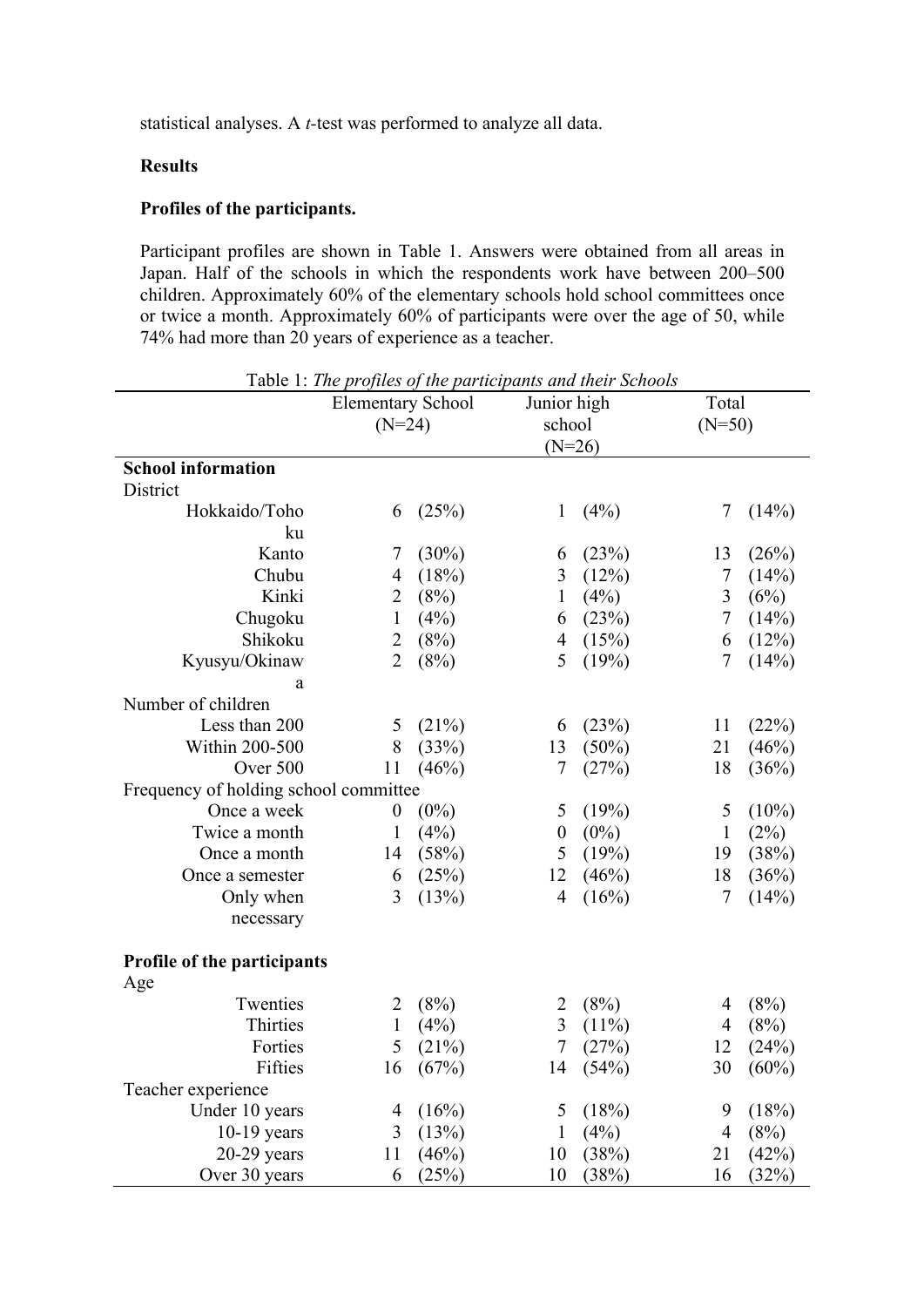statistical analyses. A *t*-test was performed to analyze all data.

**Results**

**Profiles of the participants.**

Participant profiles are shown in Table 1. Answers were obtained from all areas in Japan. Half of the schools in which the respondents work have between 200–500 children. Approximately 60% of the elementary schools hold school committees once or twice a month. Approximately 60% of participants were over the age of 50, while 74% had more than 20 years of experience as a teacher.

Table 1: *The profiles of the participants and their Schools*

| | Elementary School (N=24) | | Junior high school (N=26) | | Total (N=50) | |
|---|---|---|---|---|---|---|
| **School information** | | | | | | |
| District | | | | | | |
| Hokkaido/Tohoku | 6 | (25%) | 1 | (4%) | 7 | (14%) |
| Kanto | 7 | (30%) | 6 | (23%) | 13 | (26%) |
| Chubu | 4 | (18%) | 3 | (12%) | 7 | (14%) |
| Kinki | 2 | (8%) | 1 | (4%) | 3 | (6%) |
| Chugoku | 1 | (4%) | 6 | (23%) | 7 | (14%) |
| Shikoku | 2 | (8%) | 4 | (15%) | 6 | (12%) |
| Kyusyu/Okinawa | 2 | (8%) | 5 | (19%) | 7 | (14%) |
| Number of children | | | | | | |
| Less than 200 | 5 | (21%) | 6 | (23%) | 11 | (22%) |
| Within 200-500 | 8 | (33%) | 13 | (50%) | 21 | (46%) |
| Over 500 | 11 | (46%) | 7 | (27%) | 18 | (36%) |
| Frequency of holding school committee | | | | | | |
| Once a week | 0 | (0%) | 5 | (19%) | 5 | (10%) |
| Twice a month | 1 | (4%) | 0 | (0%) | 1 | (2%) |
| Once a month | 14 | (58%) | 5 | (19%) | 19 | (38%) |
| Once a semester | 6 | (25%) | 12 | (46%) | 18 | (36%) |
| Only when necessary | 3 | (13%) | 4 | (16%) | 7 | (14%) |
| **Profile of the participants** | | | | | | |
| Age | | | | | | |
| Twenties | 2 | (8%) | 2 | (8%) | 4 | (8%) |
| Thirties | 1 | (4%) | 3 | (11%) | 4 | (8%) |
| Forties | 5 | (21%) | 7 | (27%) | 12 | (24%) |
| Fifties | 16 | (67%) | 14 | (54%) | 30 | (60%) |
| Teacher experience | | | | | | |
| Under 10 years | 4 | (16%) | 5 | (18%) | 9 | (18%) |
| 10-19 years | 3 | (13%) | 1 | (4%) | 4 | (8%) |
| 20-29 years | 11 | (46%) | 10 | (38%) | 21 | (42%) |
| Over 30 years | 6 | (25%) | 10 | (38%) | 16 | (32%) |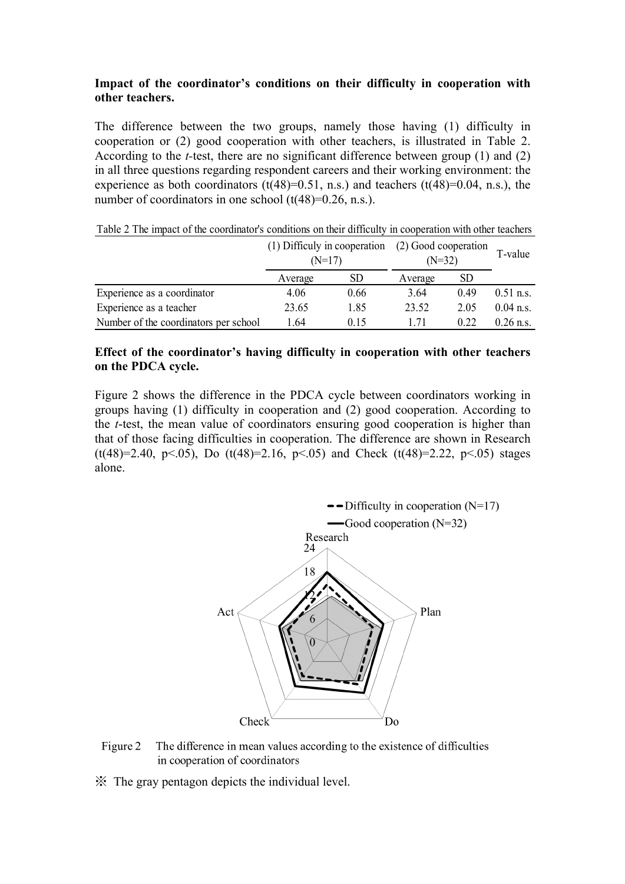**Impact of the coordinator's conditions on their difficulty in cooperation with other teachers.**

The difference between the two groups, namely those having (1) difficulty in cooperation or (2) good cooperation with other teachers, is illustrated in Table 2. According to the *t*-test, there are no significant difference between group (1) and (2) in all three questions regarding respondent careers and their working environment: the experience as both coordinators ($t(48)=0.51$, n.s.) and teachers ($t(48)=0.04$, n.s.), the number of coordinators in one school ($t(48)=0.26$, n.s.).

Table 2 The impact of the coordinator's conditions on their difficulty in cooperation with other teachers

| | (1) Difficuly in cooperation (N=17) | | (2) Good cooperation (N=32) | | T-value |
|---|---|---|---|---|---|
| | Average | SD | Average | SD | |
| Experience as a coordinator | 4.06 | 0.66 | 3.64 | 0.49 | 0.51 n.s. |
| Experience as a teacher | 23.65 | 1.85 | 23.52 | 2.05 | 0.04 n.s. |
| Number of the coordinators per school | 1.64 | 0.15 | 1.71 | 0.22 | 0.26 n.s. |

**Effect of the coordinator's having difficulty in cooperation with other teachers on the PDCA cycle.**

Figure 2 shows the difference in the PDCA cycle between coordinators working in groups having (1) difficulty in cooperation and (2) good cooperation. According to the *t*-test, the mean value of coordinators ensuring good cooperation is higher than that of those facing difficulties in cooperation. The difference are shown in Research ($t(48)=2.40$, $p<.05$), Do ($t(48)=2.16$, $p<.05$) and Check ($t(48)=2.22$, $p<.05$) stages alone.

Figure 2 The difference in mean values according to the existence of difficulties in cooperation of coordinators

※ The gray pentagon depicts the individual level.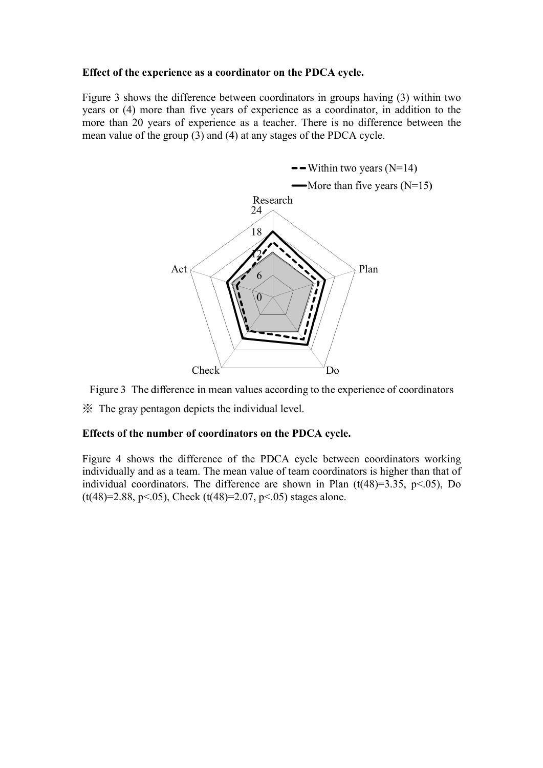**Effect of the experience as a coordinator on the PDCA cycle.**

Figure 3 shows the difference between coordinators in groups having (3) within two years or (4) more than five years of experience as a coordinator, in addition to the more than 20 years of experience as a teacher. There is no difference between the mean value of the group (3) and (4) at any stages of the PDCA cycle.

Figure 3 The difference in mean values according to the experience of coordinators

※ The gray pentagon depicts the individual level.

**Effects of the number of coordinators on the PDCA cycle.**

Figure 4 shows the difference of the PDCA cycle between coordinators working individually and as a team. The mean value of team coordinators is higher than that of individual coordinators. The difference are shown in Plan ($t(48)=3.35$, $p<.05$), Do ($t(48)=2.88$, $p<.05$), Check ($t(48)=2.07$, $p<.05$) stages alone.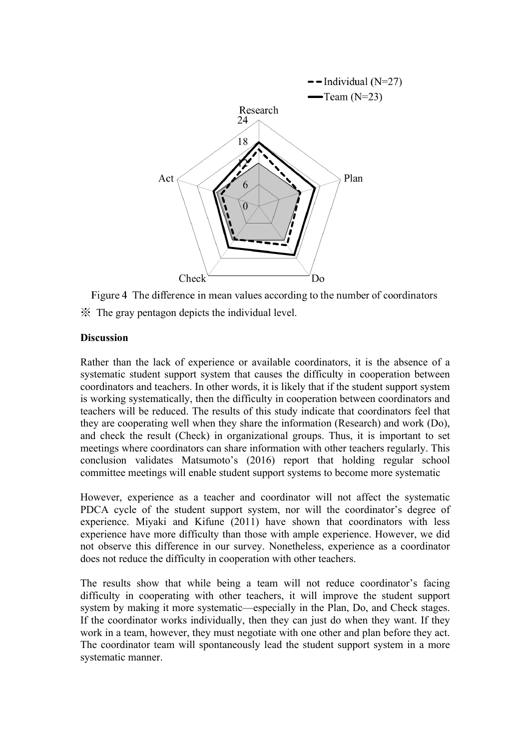Figure 4 The difference in mean values according to the number of coordinators

※ The gray pentagon depicts the individual level.

**Discussion**

Rather than the lack of experience or available coordinators, it is the absence of a systematic student support system that causes the difficulty in cooperation between coordinators and teachers. In other words, it is likely that if the student support system is working systematically, then the difficulty in cooperation between coordinators and teachers will be reduced. The results of this study indicate that coordinators feel that they are cooperating well when they share the information (Research) and work (Do), and check the result (Check) in organizational groups. Thus, it is important to set meetings where coordinators can share information with other teachers regularly. This conclusion validates Matsumoto's (2016) report that holding regular school committee meetings will enable student support systems to become more systematic

However, experience as a teacher and coordinator will not affect the systematic PDCA cycle of the student support system, nor will the coordinator's degree of experience. Miyaki and Kifune (2011) have shown that coordinators with less experience have more difficulty than those with ample experience. However, we did not observe this difference in our survey. Nonetheless, experience as a coordinator does not reduce the difficulty in cooperation with other teachers.

The results show that while being a team will not reduce coordinator's facing difficulty in cooperating with other teachers, it will improve the student support system by making it more systematic—especially in the Plan, Do, and Check stages. If the coordinator works individually, then they can just do when they want. If they work in a team, however, they must negotiate with one other and plan before they act. The coordinator team will spontaneously lead the student support system in a more systematic manner.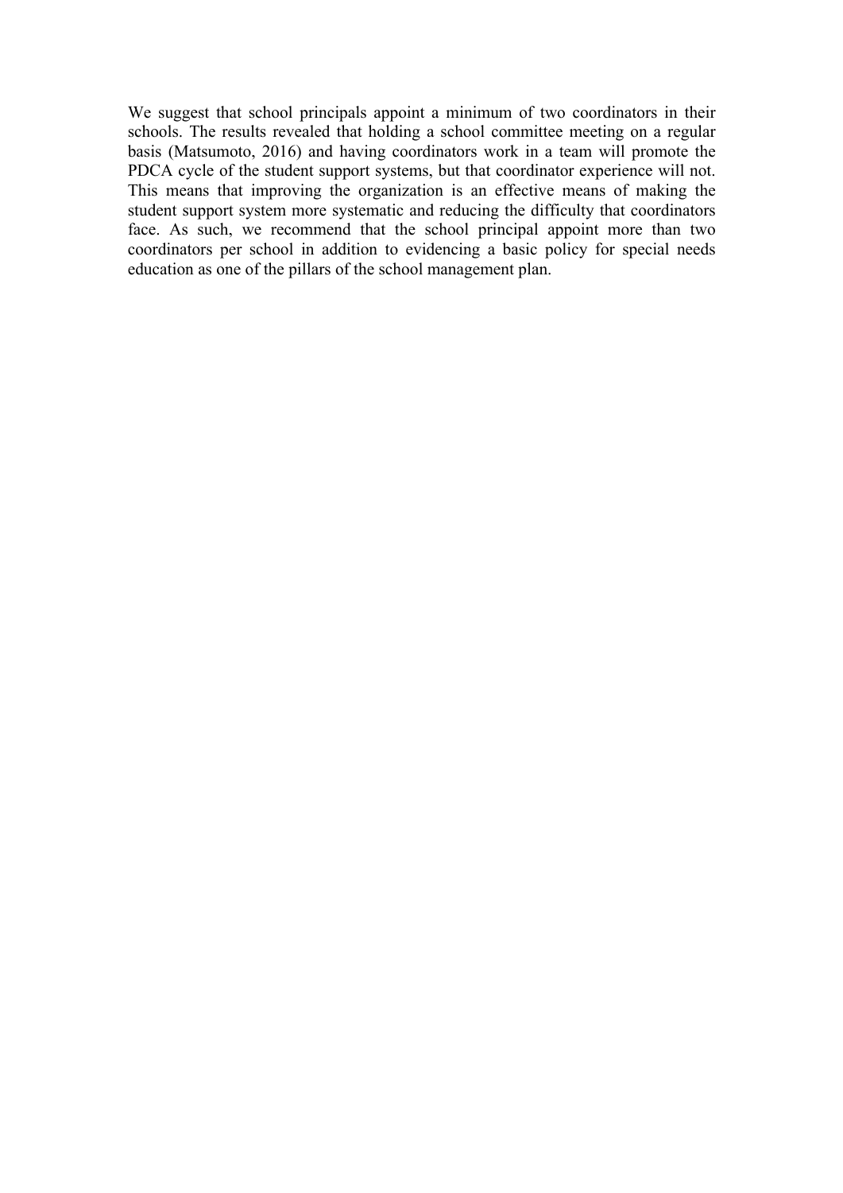We suggest that school principals appoint a minimum of two coordinators in their schools. The results revealed that holding a school committee meeting on a regular basis (Matsumoto, 2016) and having coordinators work in a team will promote the PDCA cycle of the student support systems, but that coordinator experience will not. This means that improving the organization is an effective means of making the student support system more systematic and reducing the difficulty that coordinators face. As such, we recommend that the school principal appoint more than two coordinators per school in addition to evidencing a basic policy for special needs education as one of the pillars of the school management plan.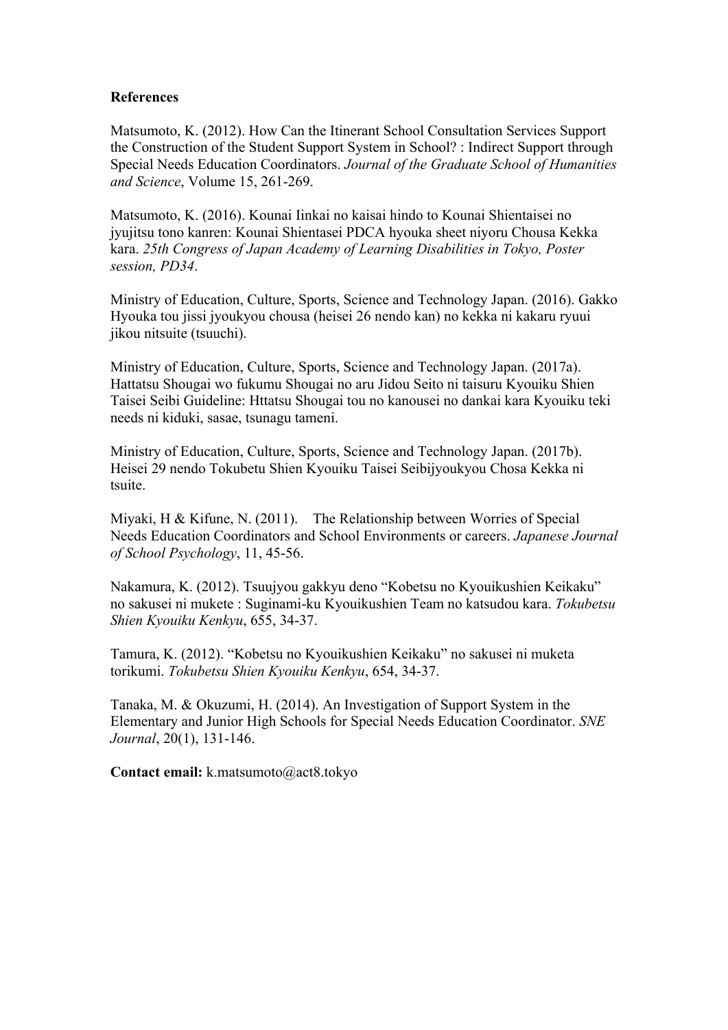**References**

Matsumoto, K. (2012). How Can the Itinerant School Consultation Services Support the Construction of the Student Support System in School? : Indirect Support through Special Needs Education Coordinators. *Journal of the Graduate School of Humanities and Science*, Volume 15, 261-269.

Matsumoto, K. (2016). Kounai Iinkai no kaisai hindo to Kounai Shientaisei no jyujitsu tono kanren: Kounai Shientaisei PDCA hyouka sheet niyoru Chousa Kekka kara. *25th Congress of Japan Academy of Learning Disabilities in Tokyo, Poster session, PD34*.

Ministry of Education, Culture, Sports, Science and Technology Japan. (2016). Gakko Hyouka tou jissi jyoukyou chousa (heisei 26 nendo kan) no kekka ni kakaru ryuui jikou nitsuite (tsuuchi).

Ministry of Education, Culture, Sports, Science and Technology Japan. (2017a). Hattatsu Shougai wo fukumu Shougai no aru Jidou Seito ni taisuru Kyouiku Shien Taisei Seibi Guideline: Htttatsu Shougai tou no kanousei no dankai kara Kyouiku teki needs ni kiduki, sasae, tsunagu tameni.

Ministry of Education, Culture, Sports, Science and Technology Japan. (2017b). Heisei 29 nendo Tokubetu Shien Kyouiku Taisei Seibijyoukyou Chosa Kekka ni tsuite.

Miyaki, H & Kifune, N. (2011). The Relationship between Worries of Special Needs Education Coordinators and School Environments or careers. *Japanese Journal of School Psychology*, 11, 45-56.

Nakamura, K. (2012). Tsuujyou gakkyu deno "Kobetsu no Kyouikushien Keikaku" no sakusei ni mukete : Suginami-ku Kyouikushien Team no katsudou kara. *Tokubetsu Shien Kyouiku Kenkyu*, 655, 34-37.

Tamura, K. (2012). "Kobetsu no Kyouikushien Keikaku" no sakusei ni muketa torikumi. *Tokubetsu Shien Kyouiku Kenkyu*, 654, 34-37.

Tanaka, M. & Okuzumi, H. (2014). An Investigation of Support System in the Elementary and Junior High Schools for Special Needs Education Coordinator. *SNE Journal*, 20(1), 131-146.

**Contact email:** k.matsumoto@act8.tokyo